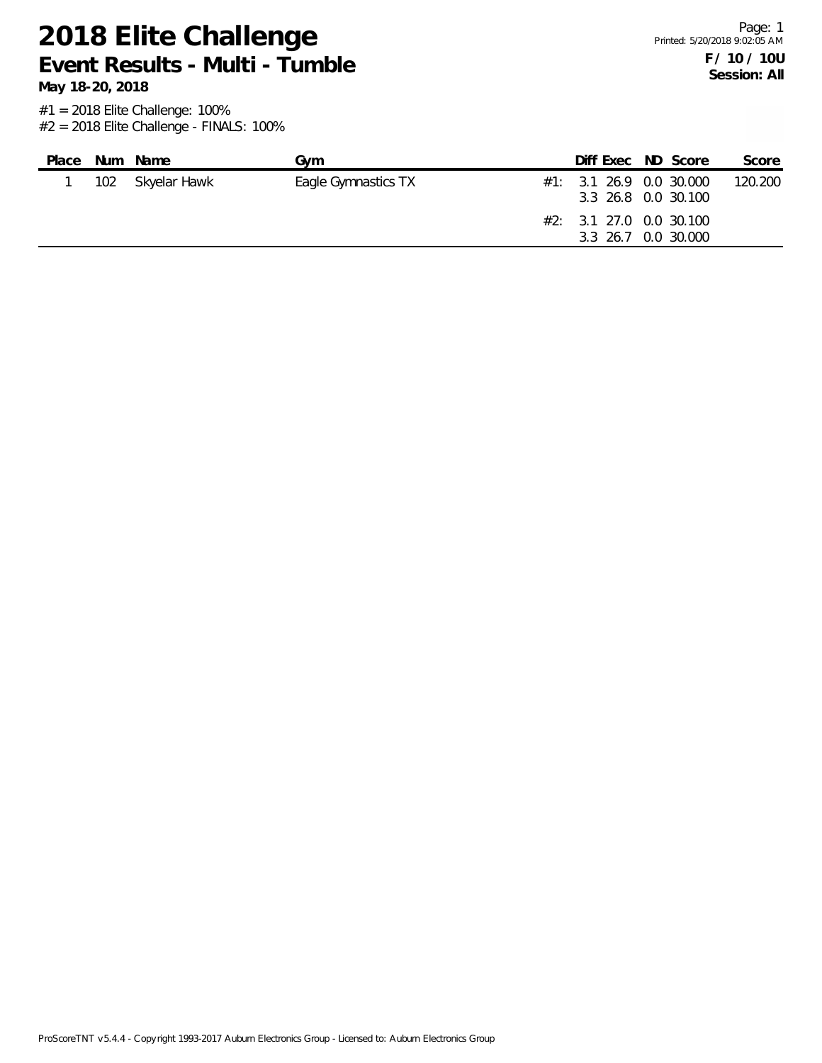# 2018 Elite Challenge

## Event Results - Multi - Tumble

**May 18-20, 2018**

**F / 10 / 10U**
**Session: All**

#1 = 2018 Elite Challenge: 100%
#2 = 2018 Elite Challenge - FINALS: 100%

| Place | Num | Name | Gym | | Diff | Exec | ND | Score | Score |
|---|---|---|---|---|---|---|---|---|---|
| 1 | 102 | Skyelar Hawk | Eagle Gymnastics TX | #1: | 3.1 | 26.9 | 0.0 | 30.000 | 120.200 |
| | | | | | 3.3 | 26.8 | 0.0 | 30.100 | |
| | | | | #2: | 3.1 | 27.0 | 0.0 | 30.100 | |
| | | | | | 3.3 | 26.7 | 0.0 | 30.000 | |

ProScoreTNT v5.4.4 - Copyright 1993-2017 Auburn Electronics Group - Licensed to: Auburn Electronics Group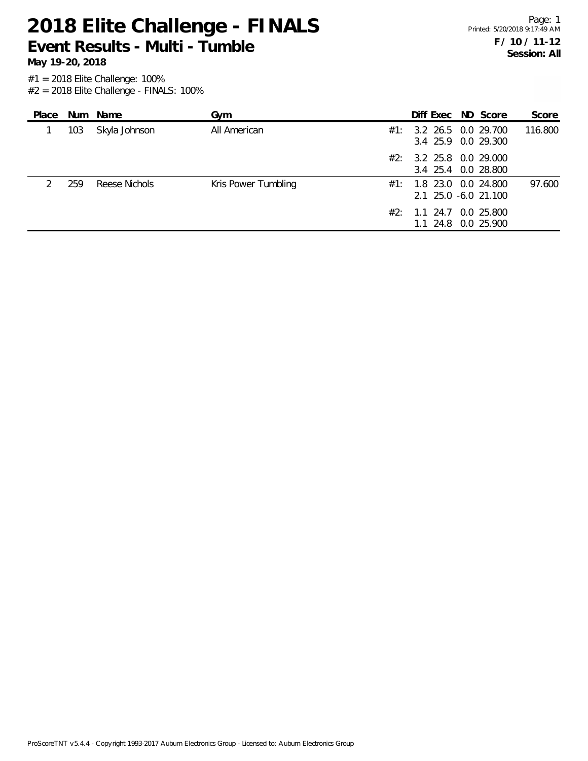# 2018 Elite Challenge - FINALS

## Event Results - Multi - Tumble

**May 19-20, 2018**

**F / 10 / 11-12**
**Session: All**

#1 = 2018 Elite Challenge: 100%
#2 = 2018 Elite Challenge - FINALS: 100%

| Place | Num | Name | Gym | | Diff | Exec | ND | Score | Score |
|---|---|---|---|---|---|---|---|---|---|
| 1 | 103 | Skyla Johnson | All American | #1: | 3.2 | 26.5 | 0.0 | 29.700 | 116.800 |
| | | | | | 3.4 | 25.9 | 0.0 | 29.300 | |
| | | | | #2: | 3.2 | 25.8 | 0.0 | 29.000 | |
| | | | | | 3.4 | 25.4 | 0.0 | 28.800 | |
| 2 | 259 | Reese Nichols | Kris Power Tumbling | #1: | 1.8 | 23.0 | 0.0 | 24.800 | 97.600 |
| | | | | | 2.1 | 25.0 | -6.0 | 21.100 | |
| | | | | #2: | 1.1 | 24.7 | 0.0 | 25.800 | |
| | | | | | 1.1 | 24.8 | 0.0 | 25.900 | |

ProScoreTNT v5.4.4 - Copyright 1993-2017 Auburn Electronics Group - Licensed to: Auburn Electronics Group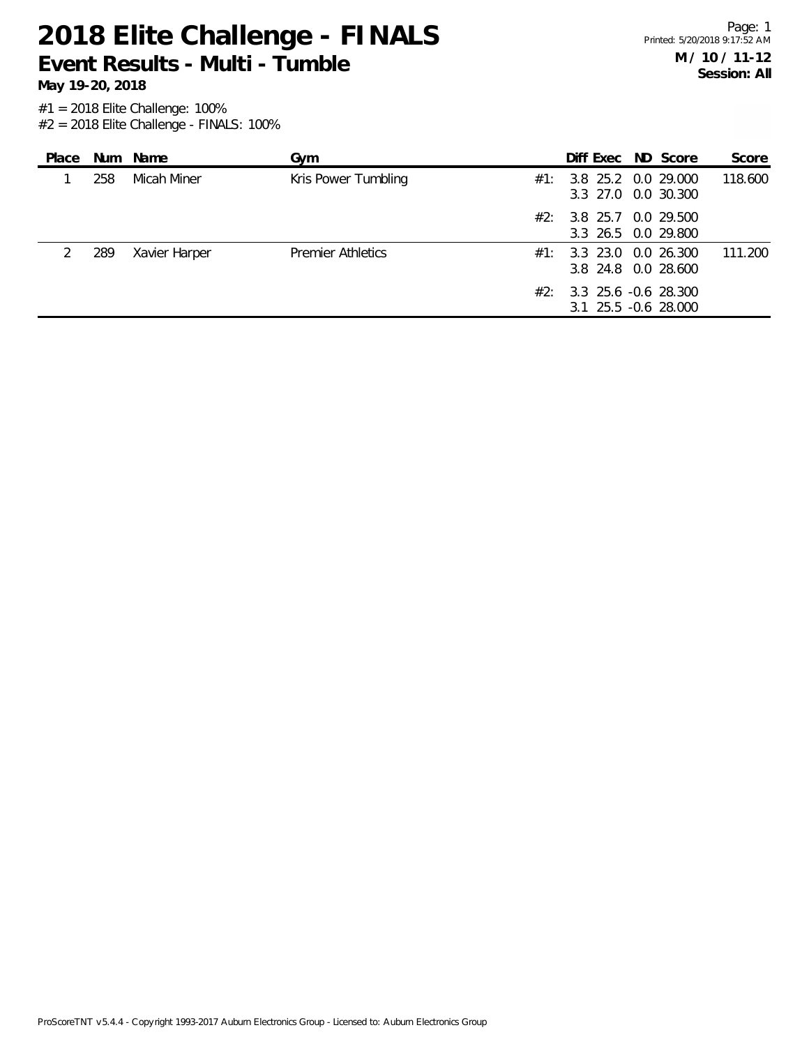# 2018 Elite Challenge - FINALS

## Event Results - Multi - Tumble

**May 19-20, 2018**

**M / 10 / 11-12**
**Session: All**

#1 = 2018 Elite Challenge: 100%
#2 = 2018 Elite Challenge - FINALS: 100%

| Place | Num | Name | Gym | | Diff | Exec | ND | Score | Score |
|---|---|---|---|---|---|---|---|---|---|
| 1 | 258 | Micah Miner | Kris Power Tumbling | #1: | 3.8 | 25.2 | 0.0 | 29.000 | 118.600 |
| | | | | | 3.3 | 27.0 | 0.0 | 30.300 | |
| | | | | #2: | 3.8 | 25.7 | 0.0 | 29.500 | |
| | | | | | 3.3 | 26.5 | 0.0 | 29.800 | |
| 2 | 289 | Xavier Harper | Premier Athletics | #1: | 3.3 | 23.0 | 0.0 | 26.300 | 111.200 |
| | | | | | 3.8 | 24.8 | 0.0 | 28.600 | |
| | | | | #2: | 3.3 | 25.6 | -0.6 | 28.300 | |
| | | | | | 3.1 | 25.5 | -0.6 | 28.000 | |

ProScoreTNT v5.4.4 - Copyright 1993-2017 Auburn Electronics Group - Licensed to: Auburn Electronics Group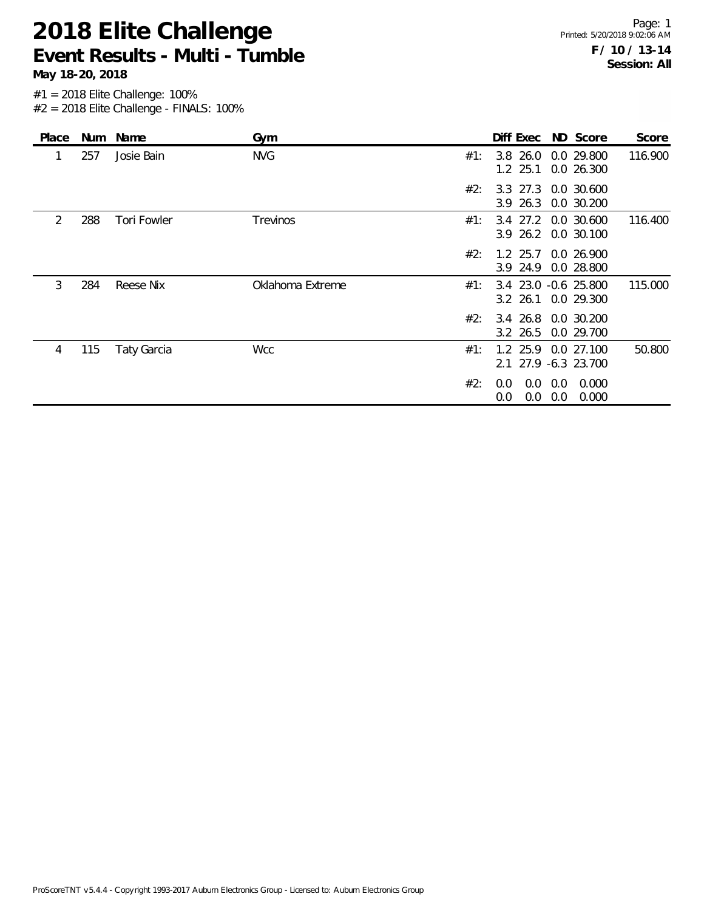# 2018 Elite Challenge

## Event Results - Multi - Tumble

**May 18-20, 2018**

Printed: 5/20/2018 9:02:06 AM

**F / 10 / 13-14**
**Session: All**

#1 = 2018 Elite Challenge: 100%
#2 = 2018 Elite Challenge - FINALS: 100%

| Place | Num | Name | Gym | | Diff | Exec | ND | Score | Score |
|---|---|---|---|---|---|---|---|---|---|
| 1 | 257 | Josie Bain | NVG | #1: | 3.8 | 26.0 | 0.0 | 29.800 | 116.900 |
| | | | | | 1.2 | 25.1 | 0.0 | 26.300 | |
| | | | | #2: | 3.3 | 27.3 | 0.0 | 30.600 | |
| | | | | | 3.9 | 26.3 | 0.0 | 30.200 | |
| 2 | 288 | Tori Fowler | Trevinos | #1: | 3.4 | 27.2 | 0.0 | 30.600 | 116.400 |
| | | | | | 3.9 | 26.2 | 0.0 | 30.100 | |
| | | | | #2: | 1.2 | 25.7 | 0.0 | 26.900 | |
| | | | | | 3.9 | 24.9 | 0.0 | 28.800 | |
| 3 | 284 | Reese Nix | Oklahoma Extreme | #1: | 3.4 | 23.0 | -0.6 | 25.800 | 115.000 |
| | | | | | 3.2 | 26.1 | 0.0 | 29.300 | |
| | | | | #2: | 3.4 | 26.8 | 0.0 | 30.200 | |
| | | | | | 3.2 | 26.5 | 0.0 | 29.700 | |
| 4 | 115 | Taty Garcia | Wcc | #1: | 1.2 | 25.9 | 0.0 | 27.100 | 50.800 |
| | | | | | 2.1 | 27.9 | -6.3 | 23.700 | |
| | | | | #2: | 0.0 | 0.0 | 0.0 | 0.000 | |
| | | | | | 0.0 | 0.0 | 0.0 | 0.000 | |

ProScoreTNT v5.4.4 - Copyright 1993-2017 Auburn Electronics Group - Licensed to: Auburn Electronics Group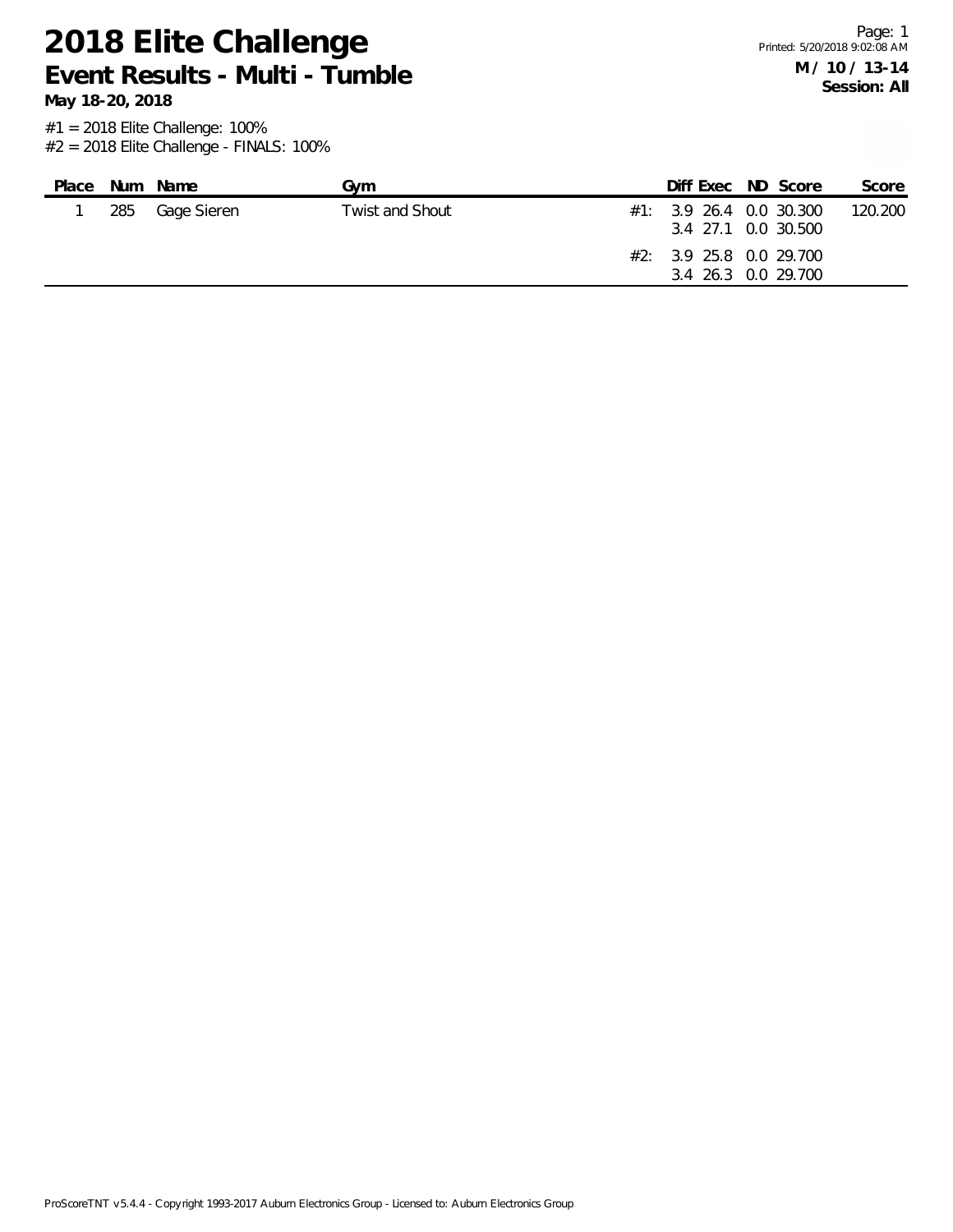# 2018 Elite Challenge

## Event Results - Multi - Tumble

**May 18-20, 2018**

**M / 10 / 13-14**
**Session: All**

#1 = 2018 Elite Challenge: 100%
#2 = 2018 Elite Challenge - FINALS: 100%

| Place | Num | Name | Gym | | Diff | Exec | ND | Score | Score |
|---|---|---|---|---|---|---|---|---|---|
| 1 | 285 | Gage Sieren | Twist and Shout | #1: | 3.9 | 26.4 | 0.0 | 30.300 | 120.200 |
| | | | | | 3.4 | 27.1 | 0.0 | 30.500 | |
| | | | | #2: | 3.9 | 25.8 | 0.0 | 29.700 | |
| | | | | | 3.4 | 26.3 | 0.0 | 29.700 | |

ProScoreTNT v5.4.4 - Copyright 1993-2017 Auburn Electronics Group - Licensed to: Auburn Electronics Group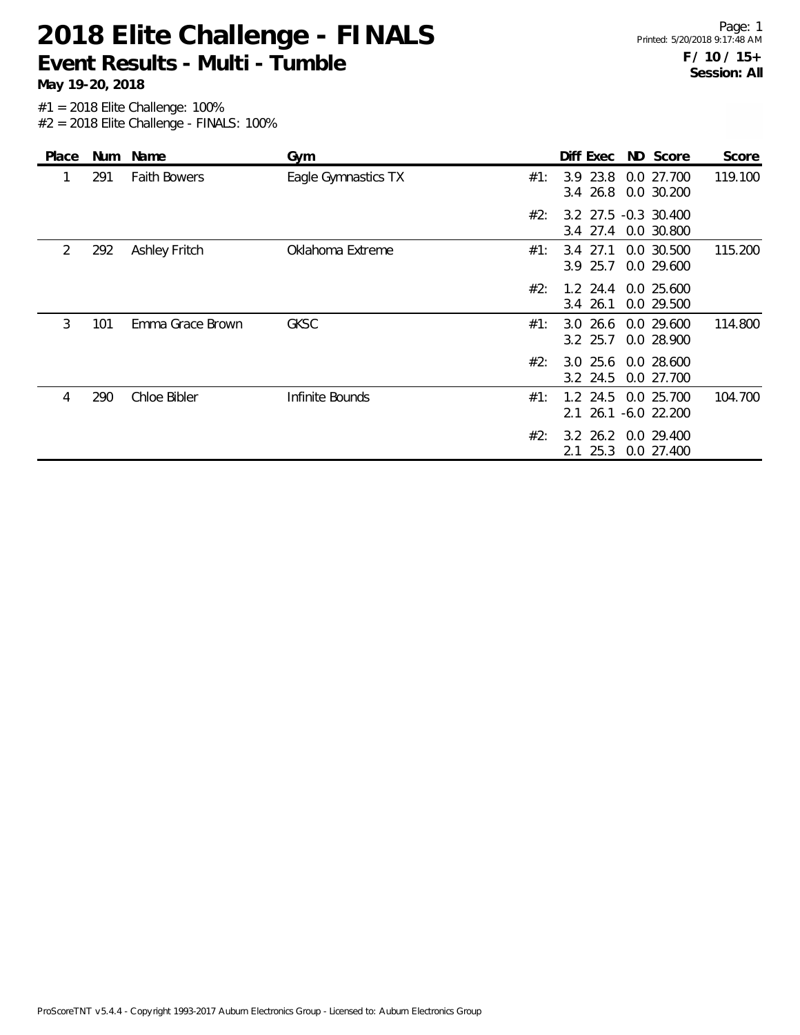# 2018 Elite Challenge - FINALS

## Event Results - Multi - Tumble

**May 19-20, 2018**

**F / 10 / 15+**
**Session: All**

#1 = 2018 Elite Challenge: 100%
#2 = 2018 Elite Challenge - FINALS: 100%

| Place | Num | Name | Gym | | Diff | Exec | ND | Score | Score |
|---|---|---|---|---|---|---|---|---|---|
| 1 | 291 | Faith Bowers | Eagle Gymnastics TX | #1: | 3.9 | 23.8 | 0.0 | 27.700 | 119.100 |
| | | | | | 3.4 | 26.8 | 0.0 | 30.200 | |
| | | | | #2: | 3.2 | 27.5 | -0.3 | 30.400 | |
| | | | | | 3.4 | 27.4 | 0.0 | 30.800 | |
| 2 | 292 | Ashley Fritch | Oklahoma Extreme | #1: | 3.4 | 27.1 | 0.0 | 30.500 | 115.200 |
| | | | | | 3.9 | 25.7 | 0.0 | 29.600 | |
| | | | | #2: | 1.2 | 24.4 | 0.0 | 25.600 | |
| | | | | | 3.4 | 26.1 | 0.0 | 29.500 | |
| 3 | 101 | Emma Grace Brown | GKSC | #1: | 3.0 | 26.6 | 0.0 | 29.600 | 114.800 |
| | | | | | 3.2 | 25.7 | 0.0 | 28.900 | |
| | | | | #2: | 3.0 | 25.6 | 0.0 | 28.600 | |
| | | | | | 3.2 | 24.5 | 0.0 | 27.700 | |
| 4 | 290 | Chloe Bibler | Infinite Bounds | #1: | 1.2 | 24.5 | 0.0 | 25.700 | 104.700 |
| | | | | | 2.1 | 26.1 | -6.0 | 22.200 | |
| | | | | #2: | 3.2 | 26.2 | 0.0 | 29.400 | |
| | | | | | 2.1 | 25.3 | 0.0 | 27.400 | |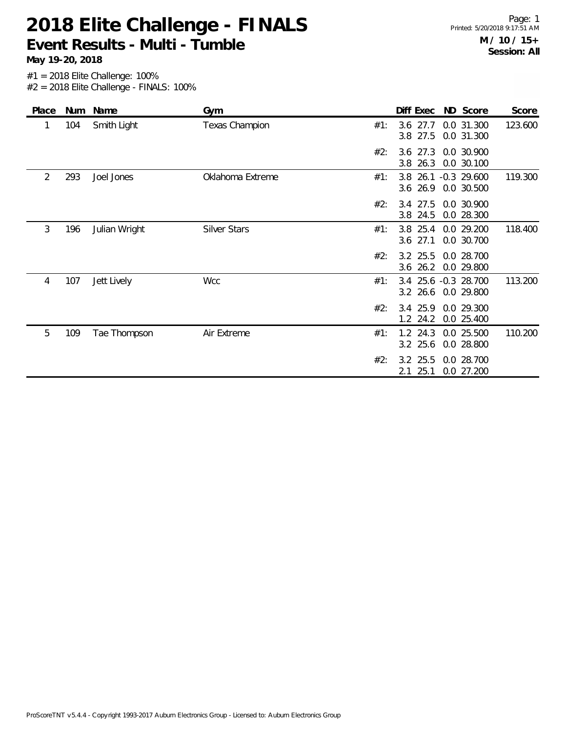# 2018 Elite Challenge - FINALS

## Event Results - Multi - Tumble

**May 19-20, 2018**

**M / 10 / 15+**
**Session: All**

#1 = 2018 Elite Challenge: 100%
#2 = 2018 Elite Challenge - FINALS: 100%

| Place | Num | Name | Gym | | Diff | Exec | ND | Score | Score |
|---|---|---|---|---|---|---|---|---|---|
| 1 | 104 | Smith Light | Texas Champion | #1: | 3.6 | 27.7 | 0.0 | 31.300 | 123.600 |
| | | | | | 3.8 | 27.5 | 0.0 | 31.300 | |
| | | | | #2: | 3.6 | 27.3 | 0.0 | 30.900 | |
| | | | | | 3.8 | 26.3 | 0.0 | 30.100 | |
| 2 | 293 | Joel Jones | Oklahoma Extreme | #1: | 3.8 | 26.1 | -0.3 | 29.600 | 119.300 |
| | | | | | 3.6 | 26.9 | 0.0 | 30.500 | |
| | | | | #2: | 3.4 | 27.5 | 0.0 | 30.900 | |
| | | | | | 3.8 | 24.5 | 0.0 | 28.300 | |
| 3 | 196 | Julian Wright | Silver Stars | #1: | 3.8 | 25.4 | 0.0 | 29.200 | 118.400 |
| | | | | | 3.6 | 27.1 | 0.0 | 30.700 | |
| | | | | #2: | 3.2 | 25.5 | 0.0 | 28.700 | |
| | | | | | 3.6 | 26.2 | 0.0 | 29.800 | |
| 4 | 107 | Jett Lively | Wcc | #1: | 3.4 | 25.6 | -0.3 | 28.700 | 113.200 |
| | | | | | 3.2 | 26.6 | 0.0 | 29.800 | |
| | | | | #2: | 3.4 | 25.9 | 0.0 | 29.300 | |
| | | | | | 1.2 | 24.2 | 0.0 | 25.400 | |
| 5 | 109 | Tae Thompson | Air Extreme | #1: | 1.2 | 24.3 | 0.0 | 25.500 | 110.200 |
| | | | | | 3.2 | 25.6 | 0.0 | 28.800 | |
| | | | | #2: | 3.2 | 25.5 | 0.0 | 28.700 | |
| | | | | | 2.1 | 25.1 | 0.0 | 27.200 | |

ProScoreTNT v5.4.4 - Copyright 1993-2017 Auburn Electronics Group - Licensed to: Auburn Electronics Group